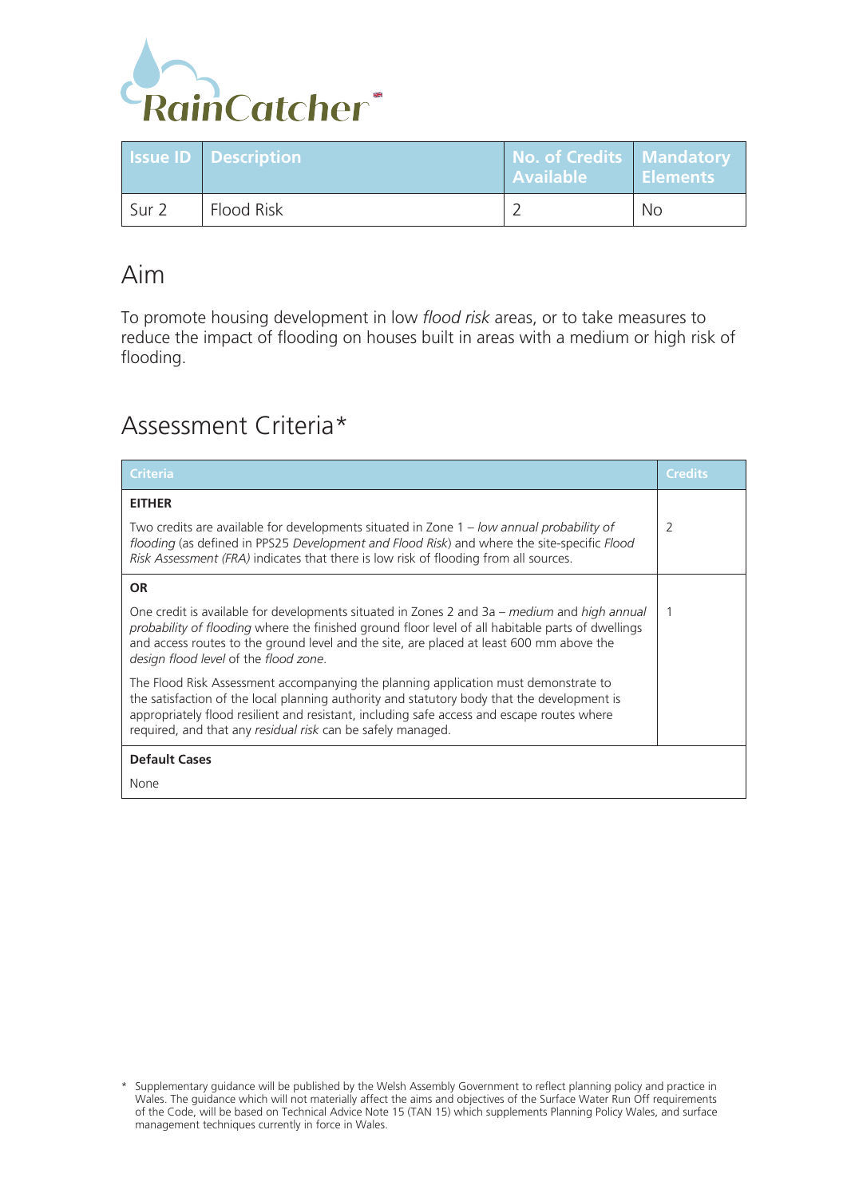RainCatcher

| Issue ID | Description | No. of Credits Available | Mandatory Elements |
|---|---|---|---|
| Sur 2 | Flood Risk | 2 | No |

## Aim

To promote housing development in low *flood risk* areas, or to take measures to reduce the impact of flooding on houses built in areas with a medium or high risk of flooding.

## Assessment Criteria*

| Criteria | Credits |
|---|---|
| **EITHER**<br><br>Two credits are available for developments situated in Zone 1 – *low annual probability of flooding* (as defined in PPS25 *Development and Flood Risk*) and where the site-specific *Flood Risk Assessment (FRA)* indicates that there is low risk of flooding from all sources. | 2 |
| **OR**<br><br>One credit is available for developments situated in Zones 2 and 3a – *medium* and *high annual probability of flooding* where the finished ground floor level of all habitable parts of dwellings and access routes to the ground level and the site, are placed at least 600 mm above the *design flood level* of the *flood zone*.<br><br>The Flood Risk Assessment accompanying the planning application must demonstrate to the satisfaction of the local planning authority and statutory body that the development is appropriately flood resilient and resistant, including safe access and escape routes where required, and that any *residual risk* can be safely managed. | 1 |
| **Default Cases**<br><br>None | |

\* Supplementary guidance will be published by the Welsh Assembly Government to reflect planning policy and practice in Wales. The guidance which will not materially affect the aims and objectives of the Surface Water Run Off requirements of the Code, will be based on Technical Advice Note 15 (TAN 15) which supplements Planning Policy Wales, and surface management techniques currently in force in Wales.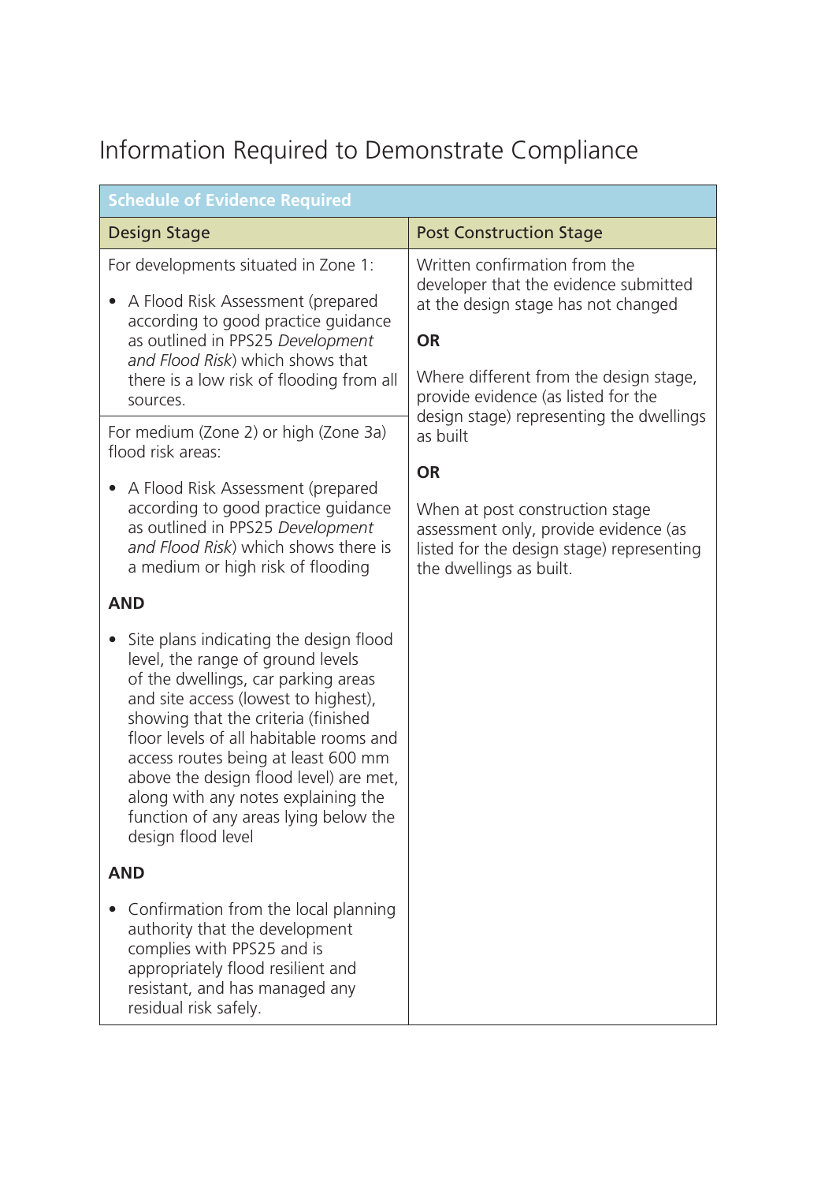# Information Required to Demonstrate Compliance

| Schedule of Evidence Required | |
| --- | --- |
| **Design Stage** | **Post Construction Stage** |
| For developments situated in Zone 1:<br><br>• A Flood Risk Assessment (prepared according to good practice guidance as outlined in PPS25 *Development and Flood Risk*) which shows that there is a low risk of flooding from all sources. | Written confirmation from the developer that the evidence submitted at the design stage has not changed<br><br>**OR**<br><br>Where different from the design stage, provide evidence (as listed for the design stage) representing the dwellings as built<br><br>**OR**<br><br>When at post construction stage assessment only, provide evidence (as listed for the design stage) representing the dwellings as built. |
| For medium (Zone 2) or high (Zone 3a) flood risk areas:<br><br>• A Flood Risk Assessment (prepared according to good practice guidance as outlined in PPS25 *Development and Flood Risk*) which shows there is a medium or high risk of flooding<br><br>**AND**<br><br>• Site plans indicating the design flood level, the range of ground levels of the dwellings, car parking areas and site access (lowest to highest), showing that the criteria (finished floor levels of all habitable rooms and access routes being at least 600 mm above the design flood level) are met, along with any notes explaining the function of any areas lying below the design flood level<br><br>**AND**<br><br>• Confirmation from the local planning authority that the development complies with PPS25 and is appropriately flood resilient and resistant, and has managed any residual risk safely. | |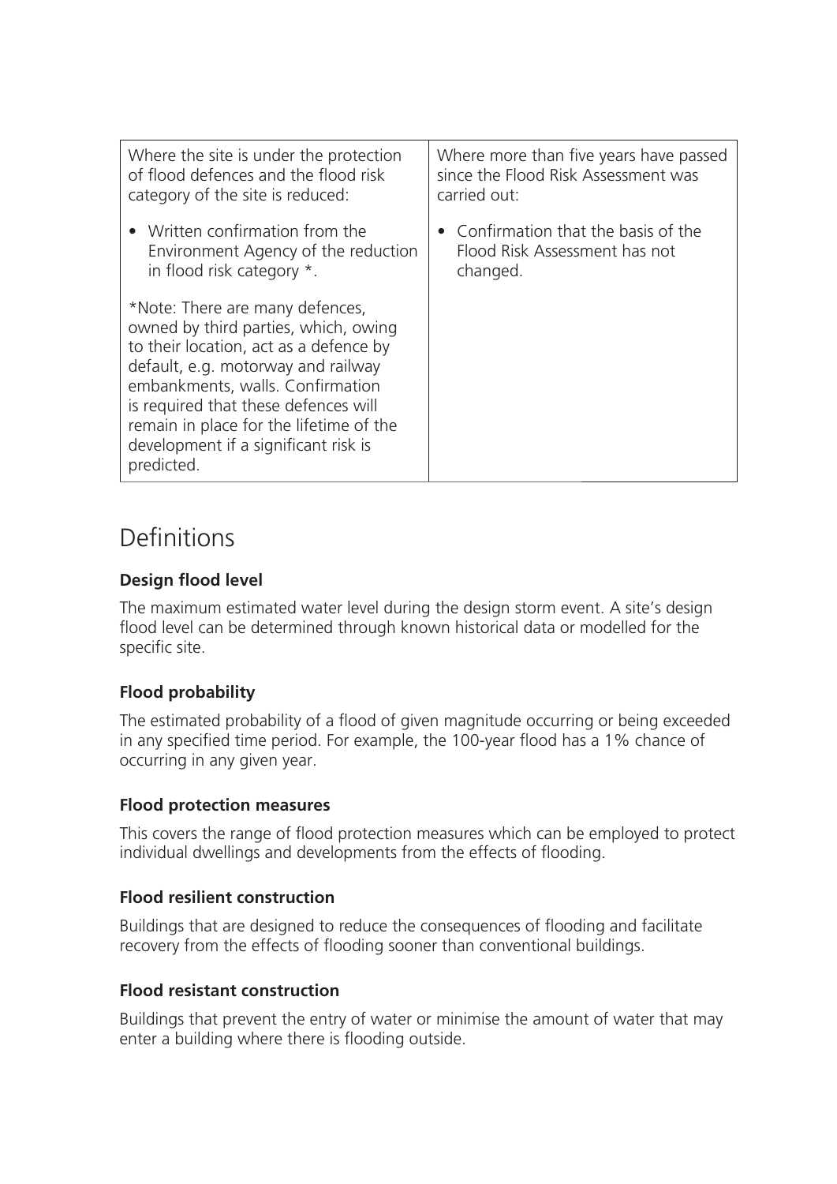| Where the site is under the protection of flood defences and the flood risk category of the site is reduced:<br><br>• Written confirmation from the Environment Agency of the reduction in flood risk category *.<br><br>*Note: There are many defences, owned by third parties, which, owing to their location, act as a defence by default, e.g. motorway and railway embankments, walls. Confirmation is required that these defences will remain in place for the lifetime of the development if a significant risk is predicted. | Where more than five years have passed since the Flood Risk Assessment was carried out:<br><br>• Confirmation that the basis of the Flood Risk Assessment has not changed. |
|---|---|

## Definitions

### Design flood level

The maximum estimated water level during the design storm event. A site's design flood level can be determined through known historical data or modelled for the specific site.

### Flood probability

The estimated probability of a flood of given magnitude occurring or being exceeded in any specified time period. For example, the 100-year flood has a 1% chance of occurring in any given year.

### Flood protection measures

This covers the range of flood protection measures which can be employed to protect individual dwellings and developments from the effects of flooding.

### Flood resilient construction

Buildings that are designed to reduce the consequences of flooding and facilitate recovery from the effects of flooding sooner than conventional buildings.

### Flood resistant construction

Buildings that prevent the entry of water or minimise the amount of water that may enter a building where there is flooding outside.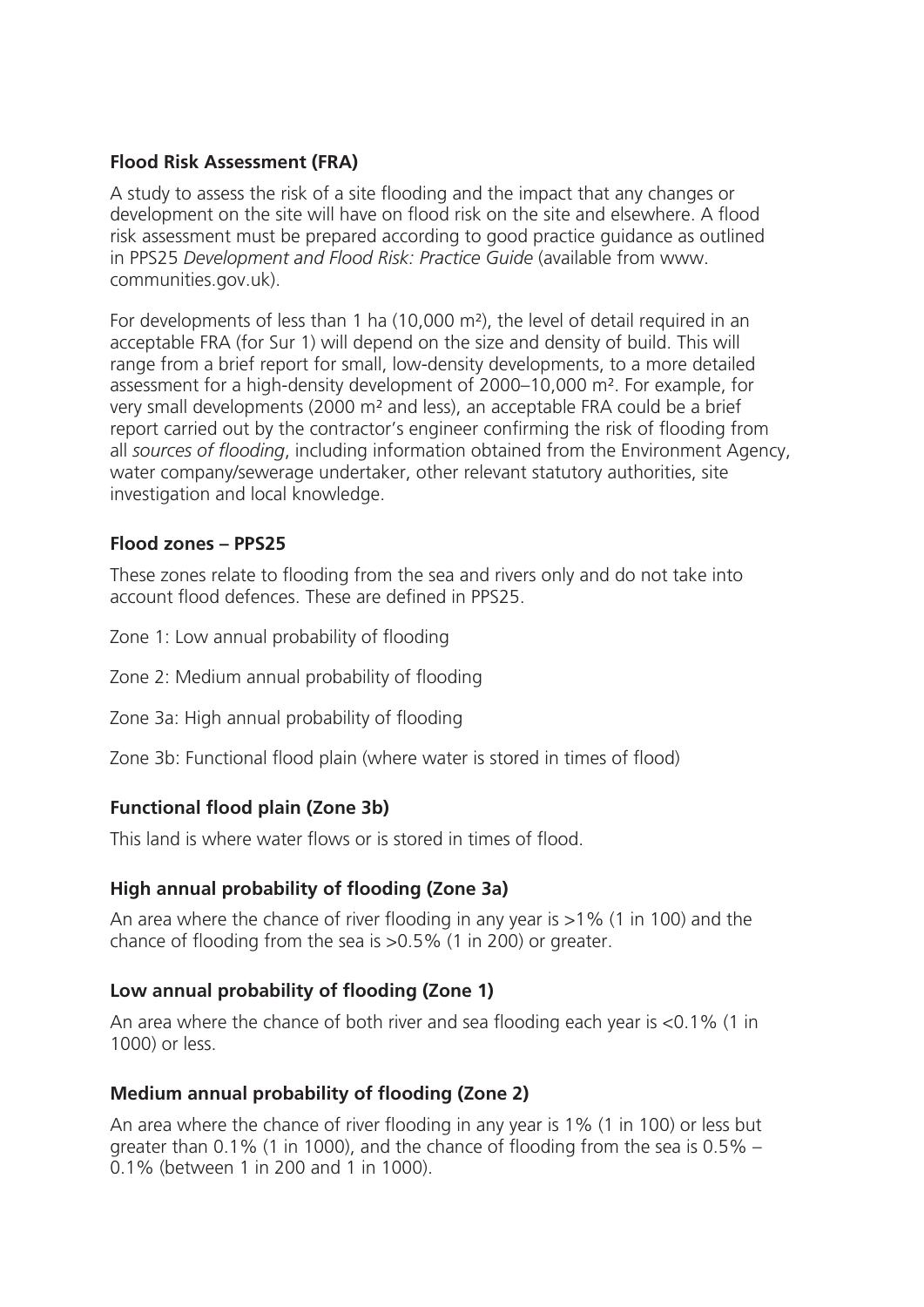**Flood Risk Assessment (FRA)**

A study to assess the risk of a site flooding and the impact that any changes or development on the site will have on flood risk on the site and elsewhere. A flood risk assessment must be prepared according to good practice guidance as outlined in PPS25 *Development and Flood Risk: Practice Guide* (available from www.communities.gov.uk).

For developments of less than 1 ha (10,000 m²), the level of detail required in an acceptable FRA (for Sur 1) will depend on the size and density of build. This will range from a brief report for small, low-density developments, to a more detailed assessment for a high-density development of 2000–10,000 m². For example, for very small developments (2000 m² and less), an acceptable FRA could be a brief report carried out by the contractor's engineer confirming the risk of flooding from all *sources of flooding*, including information obtained from the Environment Agency, water company/sewerage undertaker, other relevant statutory authorities, site investigation and local knowledge.

**Flood zones – PPS25**

These zones relate to flooding from the sea and rivers only and do not take into account flood defences. These are defined in PPS25.

Zone 1: Low annual probability of flooding

Zone 2: Medium annual probability of flooding

Zone 3a: High annual probability of flooding

Zone 3b: Functional flood plain (where water is stored in times of flood)

**Functional flood plain (Zone 3b)**

This land is where water flows or is stored in times of flood.

**High annual probability of flooding (Zone 3a)**

An area where the chance of river flooding in any year is >1% (1 in 100) and the chance of flooding from the sea is >0.5% (1 in 200) or greater.

**Low annual probability of flooding (Zone 1)**

An area where the chance of both river and sea flooding each year is <0.1% (1 in 1000) or less.

**Medium annual probability of flooding (Zone 2)**

An area where the chance of river flooding in any year is 1% (1 in 100) or less but greater than 0.1% (1 in 1000), and the chance of flooding from the sea is 0.5% – 0.1% (between 1 in 200 and 1 in 1000).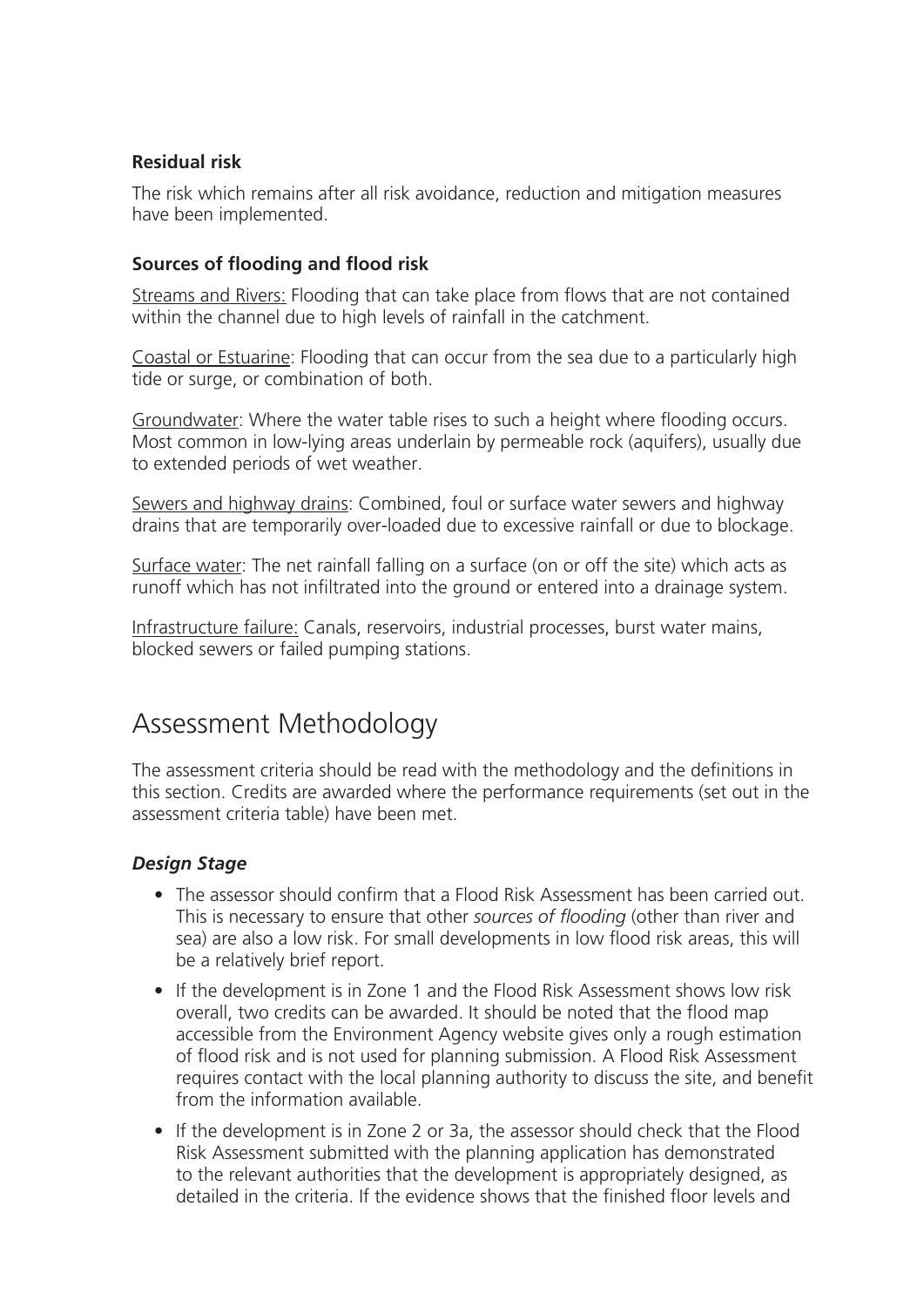### Residual risk

The risk which remains after all risk avoidance, reduction and mitigation measures have been implemented.

### Sources of flooding and flood risk

<u>Streams and Rivers:</u> Flooding that can take place from flows that are not contained within the channel due to high levels of rainfall in the catchment.

<u>Coastal or Estuarine</u>: Flooding that can occur from the sea due to a particularly high tide or surge, or combination of both.

<u>Groundwater</u>: Where the water table rises to such a height where flooding occurs. Most common in low-lying areas underlain by permeable rock (aquifers), usually due to extended periods of wet weather.

<u>Sewers and highway drains</u>: Combined, foul or surface water sewers and highway drains that are temporarily over-loaded due to excessive rainfall or due to blockage.

<u>Surface water</u>: The net rainfall falling on a surface (on or off the site) which acts as runoff which has not infiltrated into the ground or entered into a drainage system.

<u>Infrastructure failure:</u> Canals, reservoirs, industrial processes, burst water mains, blocked sewers or failed pumping stations.

## Assessment Methodology

The assessment criteria should be read with the methodology and the definitions in this section. Credits are awarded where the performance requirements (set out in the assessment criteria table) have been met.

### *Design Stage*

- The assessor should confirm that a Flood Risk Assessment has been carried out. This is necessary to ensure that other *sources of flooding* (other than river and sea) are also a low risk. For small developments in low flood risk areas, this will be a relatively brief report.
- If the development is in Zone 1 and the Flood Risk Assessment shows low risk overall, two credits can be awarded. It should be noted that the flood map accessible from the Environment Agency website gives only a rough estimation of flood risk and is not used for planning submission. A Flood Risk Assessment requires contact with the local planning authority to discuss the site, and benefit from the information available.
- If the development is in Zone 2 or 3a, the assessor should check that the Flood Risk Assessment submitted with the planning application has demonstrated to the relevant authorities that the development is appropriately designed, as detailed in the criteria. If the evidence shows that the finished floor levels and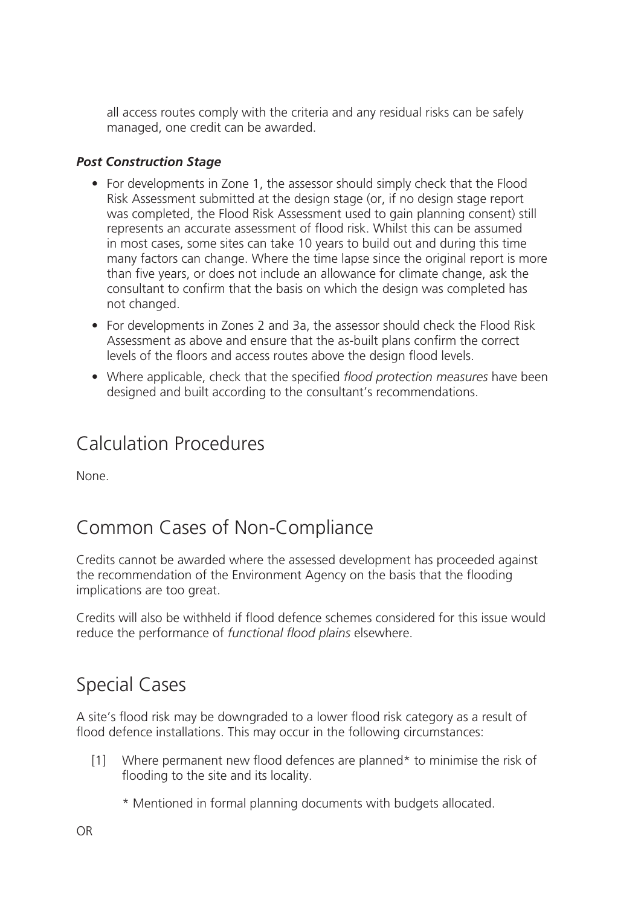all access routes comply with the criteria and any residual risks can be safely managed, one credit can be awarded.

### *Post Construction Stage*

- For developments in Zone 1, the assessor should simply check that the Flood Risk Assessment submitted at the design stage (or, if no design stage report was completed, the Flood Risk Assessment used to gain planning consent) still represents an accurate assessment of flood risk. Whilst this can be assumed in most cases, some sites can take 10 years to build out and during this time many factors can change. Where the time lapse since the original report is more than five years, or does not include an allowance for climate change, ask the consultant to confirm that the basis on which the design was completed has not changed.
- For developments in Zones 2 and 3a, the assessor should check the Flood Risk Assessment as above and ensure that the as-built plans confirm the correct levels of the floors and access routes above the design flood levels.
- Where applicable, check that the specified *flood protection measures* have been designed and built according to the consultant's recommendations.

## Calculation Procedures

None.

## Common Cases of Non-Compliance

Credits cannot be awarded where the assessed development has proceeded against the recommendation of the Environment Agency on the basis that the flooding implications are too great.

Credits will also be withheld if flood defence schemes considered for this issue would reduce the performance of *functional flood plains* elsewhere.

## Special Cases

A site's flood risk may be downgraded to a lower flood risk category as a result of flood defence installations. This may occur in the following circumstances:

[1] Where permanent new flood defences are planned* to minimise the risk of flooding to the site and its locality.

\* Mentioned in formal planning documents with budgets allocated.

OR